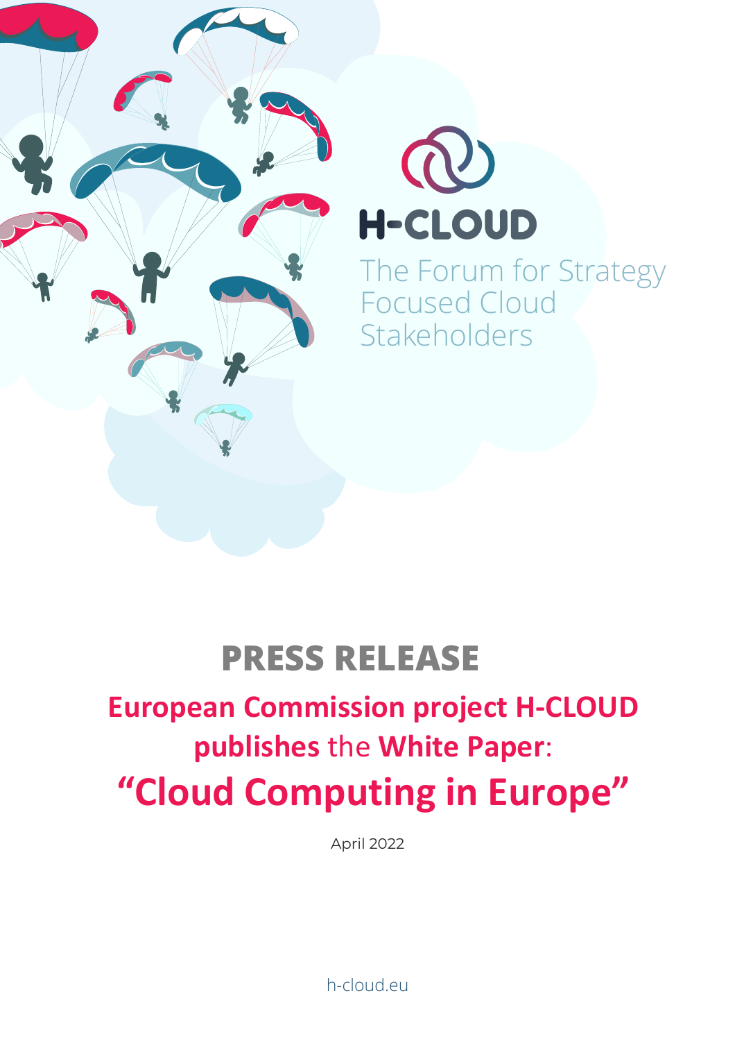# H-CLOUD

The Forum for Strategy Focused Cloud Stakeholders

# PRESS RELEASE

## European Commission project H-CLOUD publishes the White Paper:

## "Cloud Computing in Europe"

April 2022

h-cloud.eu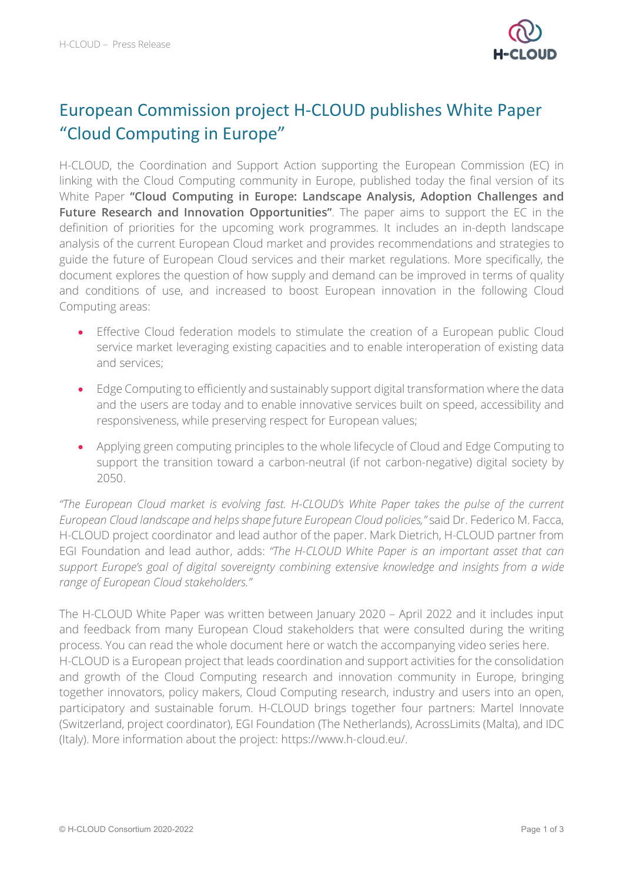# European Commission project H-CLOUD publishes White Paper "Cloud Computing in Europe"

H-CLOUD, the Coordination and Support Action supporting the European Commission (EC) in linking with the Cloud Computing community in Europe, published today the final version of its White Paper **"Cloud Computing in Europe: Landscape Analysis, Adoption Challenges and Future Research and Innovation Opportunities"**. The paper aims to support the EC in the definition of priorities for the upcoming work programmes. It includes an in-depth landscape analysis of the current European Cloud market and provides recommendations and strategies to guide the future of European Cloud services and their market regulations. More specifically, the document explores the question of how supply and demand can be improved in terms of quality and conditions of use, and increased to boost European innovation in the following Cloud Computing areas:

- Effective Cloud federation models to stimulate the creation of a European public Cloud service market leveraging existing capacities and to enable interoperation of existing data and services;
- Edge Computing to efficiently and sustainably support digital transformation where the data and the users are today and to enable innovative services built on speed, accessibility and responsiveness, while preserving respect for European values;
- Applying green computing principles to the whole lifecycle of Cloud and Edge Computing to support the transition toward a carbon-neutral (if not carbon-negative) digital society by 2050.

*"The European Cloud market is evolving fast. H-CLOUD's White Paper takes the pulse of the current European Cloud landscape and helps shape future European Cloud policies,"* said Dr. Federico M. Facca, H-CLOUD project coordinator and lead author of the paper. Mark Dietrich, H-CLOUD partner from EGI Foundation and lead author, adds: *"The H-CLOUD White Paper is an important asset that can support Europe's goal of digital sovereignty combining extensive knowledge and insights from a wide range of European Cloud stakeholders."*

The H-CLOUD White Paper was written between January 2020 – April 2022 and it includes input and feedback from many European Cloud stakeholders that were consulted during the writing process. You can read the whole document here or watch the accompanying video series here.
H-CLOUD is a European project that leads coordination and support activities for the consolidation and growth of the Cloud Computing research and innovation community in Europe, bringing together innovators, policy makers, Cloud Computing research, industry and users into an open, participatory and sustainable forum. H-CLOUD brings together four partners: Martel Innovate (Switzerland, project coordinator), EGI Foundation (The Netherlands), AcrossLimits (Malta), and IDC (Italy). More information about the project: https://www.h-cloud.eu/.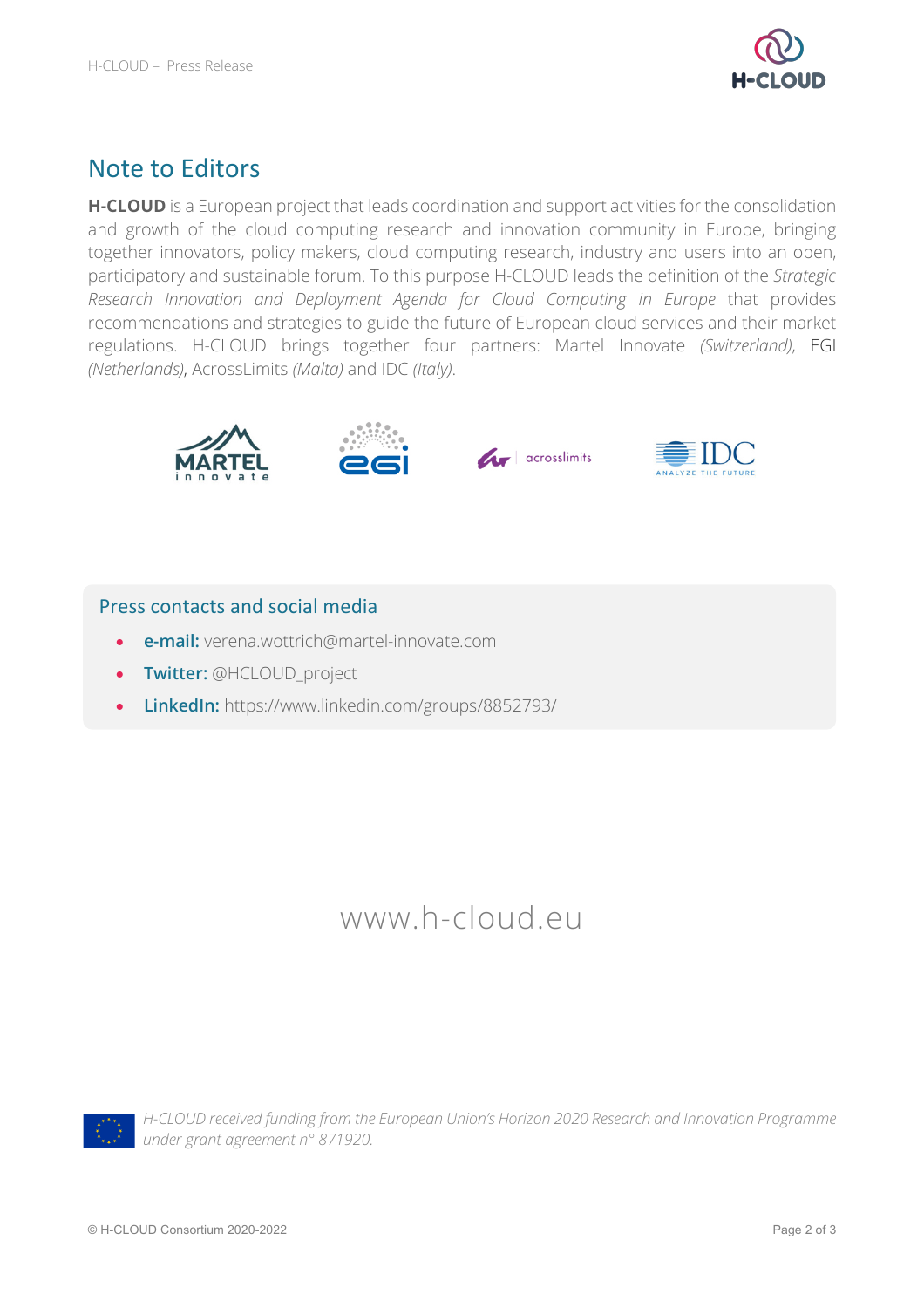## Note to Editors

**H-CLOUD** is a European project that leads coordination and support activities for the consolidation and growth of the cloud computing research and innovation community in Europe, bringing together innovators, policy makers, cloud computing research, industry and users into an open, participatory and sustainable forum. To this purpose H-CLOUD leads the definition of the *Strategic Research Innovation and Deployment Agenda for Cloud Computing in Europe* that provides recommendations and strategies to guide the future of European cloud services and their market regulations. H-CLOUD brings together four partners: Martel Innovate *(Switzerland)*, EGI *(Netherlands)*, AcrossLimits *(Malta)* and IDC *(Italy)*.

### Press contacts and social media

- **e-mail:** verena.wottrich@martel-innovate.com
- **Twitter:** @HCLOUD_project
- **LinkedIn:** https://www.linkedin.com/groups/8852793/

www.h-cloud.eu

*H-CLOUD received funding from the European Union's Horizon 2020 Research and Innovation Programme under grant agreement n° 871920.*

© H-CLOUD Consortium 2020-2022